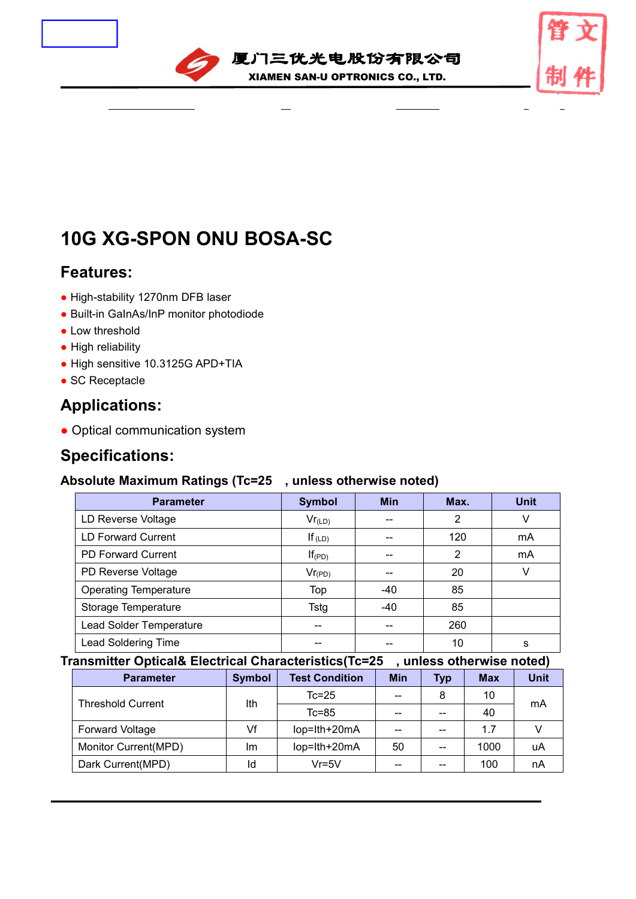厦门三优光电股份有限公司

XIAMEN SAN-U OPTRONICS CO., LTD.

# 10G XG-SPON ONU BOSA-SC

## Features:

- High-stability 1270nm DFB laser
- Built-in GaInAs/InP monitor photodiode
- Low threshold
- High reliability
- High sensitive 10.3125G APD+TIA
- SC Receptacle

## Applications:

- Optical communication system

## Specifications:

### Absolute Maximum Ratings (Tc=25 , unless otherwise noted)

| Parameter | Symbol | Min | Max. | Unit |
|---|---|---|---|---|
| LD Reverse Voltage | $Vr_{(LD)}$ | -- | 2 | V |
| LD Forward Current | $If_{(LD)}$ | -- | 120 | mA |
| PD Forward Current | $If_{(PD)}$ | -- | 2 | mA |
| PD Reverse Voltage | $Vr_{(PD)}$ | -- | 20 | V |
| Operating Temperature | Top | -40 | 85 | |
| Storage Temperature | Tstg | -40 | 85 | |
| Lead Solder Temperature | -- | -- | 260 | |
| Lead Soldering Time | -- | -- | 10 | s |

### Transmitter Optical& Electrical Characteristics(Tc=25 , unless otherwise noted)

| Parameter | Symbol | Test Condition | Min | Typ | Max | Unit |
|---|---|---|---|---|---|---|
| Threshold Current | Ith | Tc=25 | -- | 8 | 10 | mA |
| | | Tc=85 | -- | -- | 40 | |
| Forward Voltage | Vf | Iop=Ith+20mA | -- | -- | 1.7 | V |
| Monitor Current(MPD) | Im | Iop=Ith+20mA | 50 | -- | 1000 | uA |
| Dark Current(MPD) | Id | Vr=5V | -- | -- | 100 | nA |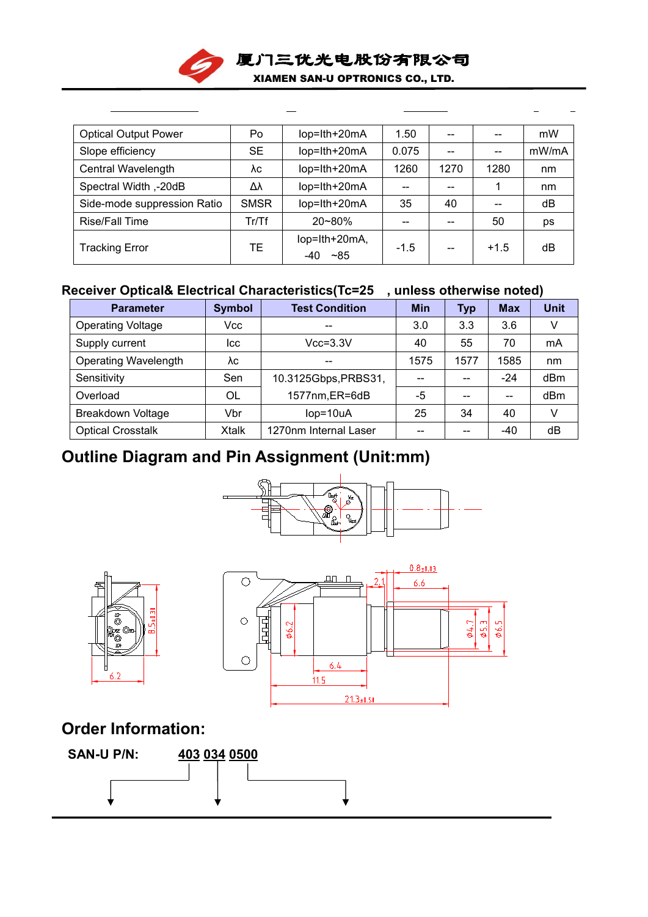厦门三优光电股份有限公司

XIAMEN SAN-U OPTRONICS CO., LTD.

| Optical Output Power | Po | Iop=Ith+20mA | 1.50 | -- | -- | mW |
|---|---|---|---|---|---|---|
| Slope efficiency | SE | Iop=Ith+20mA | 0.075 | -- | -- | mW/mA |
| Central Wavelength | λc | Iop=Ith+20mA | 1260 | 1270 | 1280 | nm |
| Spectral Width ,-20dB | Δλ | Iop=Ith+20mA | -- | -- | 1 | nm |
| Side-mode suppression Ratio | SMSR | Iop=Ith+20mA | 35 | 40 | -- | dB |
| Rise/Fall Time | Tr/Tf | 20~80% | -- | -- | 50 | ps |
| Tracking Error | TE | Iop=Ith+20mA, -40 ~85 | -1.5 | -- | +1.5 | dB |

**Receiver Optical& Electrical Characteristics(Tc=25 , unless otherwise noted)**

| Parameter | Symbol | Test Condition | Min | Typ | Max | Unit |
|---|---|---|---|---|---|---|
| Operating Voltage | Vcc | -- | 3.0 | 3.3 | 3.6 | V |
| Supply current | Icc | Vcc=3.3V | 40 | 55 | 70 | mA |
| Operating Wavelength | λc | -- | 1575 | 1577 | 1585 | nm |
| Sensitivity | Sen | 10.3125Gbps,PRBS31, 1577nm,ER=6dB | -- | -- | -24 | dBm |
| Overload | OL | | -5 | -- | -- | dBm |
| Breakdown Voltage | Vbr | Iop=10uA | 25 | 34 | 40 | V |
| Optical Crosstalk | Xtalk | 1270nm Internal Laser | -- | -- | -40 | dB |

## Outline Diagram and Pin Assignment (Unit:mm)

## Order Information:

**SAN-U P/N:** 403 034 0500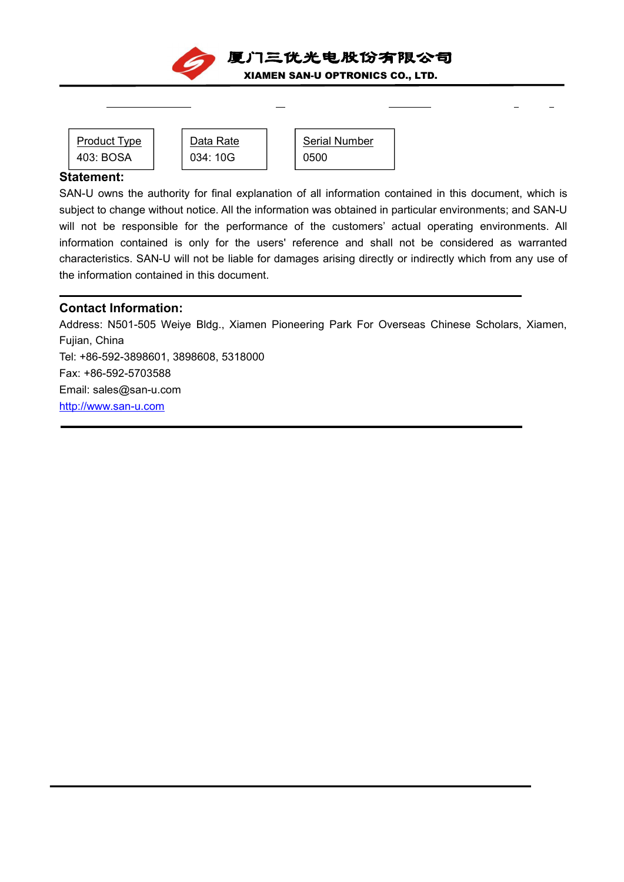| Product Type | Data Rate | Serial Number |
|---|---|---|
| 403: BOSA | 034: 10G | 0500 |

**Statement:**

SAN-U owns the authority for final explanation of all information contained in this document, which is subject to change without notice. All the information was obtained in particular environments; and SAN-U will not be responsible for the performance of the customers' actual operating environments. All information contained is only for the users' reference and shall not be considered as warranted characteristics. SAN-U will not be liable for damages arising directly or indirectly which from any use of the information contained in this document.

**Contact Information:**

Address: N501-505 Weiye Bldg., Xiamen Pioneering Park For Overseas Chinese Scholars, Xiamen, Fujian, China

Tel: +86-592-3898601, 3898608, 5318000

Fax: +86-592-5703588

Email: sales@san-u.com

http://www.san-u.com